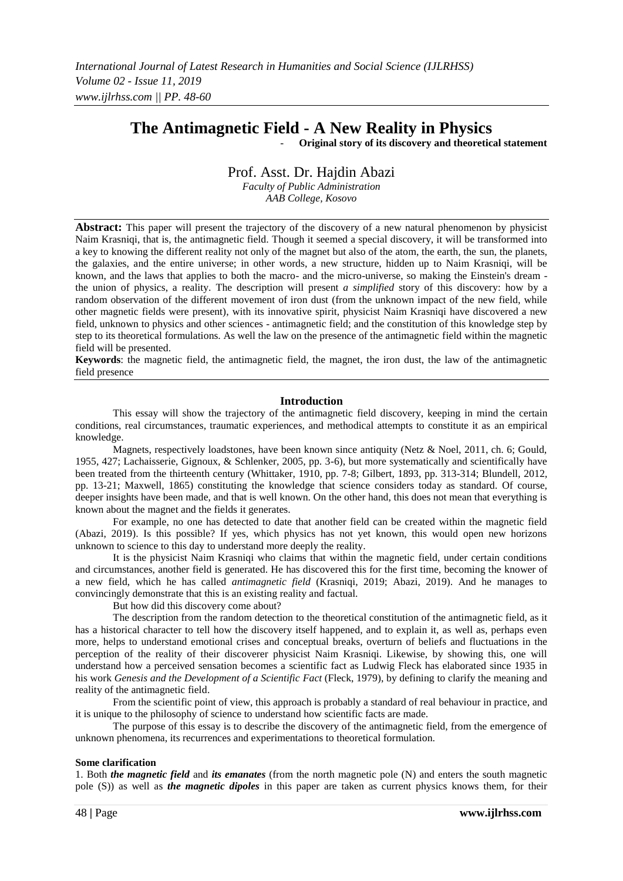# The Antimagnetic Field - A New Reality in Physics

- **Original story of its discovery and theoretical statement**

Prof. Asst. Dr. Hajdin Abazi

*Faculty of Public Administration*
*AAB College, Kosovo*

---

**Abstract:** This paper will present the trajectory of the discovery of a new natural phenomenon by physicist Naim Krasniqi, that is, the antimagnetic field. Though it seemed a special discovery, it will be transformed into a key to knowing the different reality not only of the magnet but also of the atom, the earth, the sun, the planets, the galaxies, and the entire universe; in other words, a new structure, hidden up to Naim Krasniqi, will be known, and the laws that applies to both the macro- and the micro-universe, so making the Einstein's dream - the union of physics, a reality. The description will present *a simplified* story of this discovery: how by a random observation of the different movement of iron dust (from the unknown impact of the new field, while other magnetic fields were present), with its innovative spirit, physicist Naim Krasniqi have discovered a new field, unknown to physics and other sciences - antimagnetic field; and the constitution of this knowledge step by step to its theoretical formulations. As well the law on the presence of the antimagnetic field within the magnetic field will be presented.

**Keywords**: the magnetic field, the antimagnetic field, the magnet, the iron dust, the law of the antimagnetic field presence

---

## Introduction

This essay will show the trajectory of the antimagnetic field discovery, keeping in mind the certain conditions, real circumstances, traumatic experiences, and methodical attempts to constitute it as an empirical knowledge.

Magnets, respectively loadstones, have been known since antiquity (Netz & Noel, 2011, ch. 6; Gould, 1955, 427; Lachaisserie, Gignoux, & Schlenker, 2005, pp. 3-6), but more systematically and scientifically have been treated from the thirteenth century (Whittaker, 1910, pp. 7-8; Gilbert, 1893, pp. 313-314; Blundell, 2012, pp. 13-21; Maxwell, 1865) constituting the knowledge that science considers today as standard. Of course, deeper insights have been made, and that is well known. On the other hand, this does not mean that everything is known about the magnet and the fields it generates.

For example, no one has detected to date that another field can be created within the magnetic field (Abazi, 2019). Is this possible? If yes, which physics has not yet known, this would open new horizons unknown to science to this day to understand more deeply the reality.

It is the physicist Naim Krasniqi who claims that within the magnetic field, under certain conditions and circumstances, another field is generated. He has discovered this for the first time, becoming the knower of a new field, which he has called *antimagnetic field* (Krasniqi, 2019; Abazi, 2019). And he manages to convincingly demonstrate that this is an existing reality and factual.

But how did this discovery come about?

The description from the random detection to the theoretical constitution of the antimagnetic field, as it has a historical character to tell how the discovery itself happened, and to explain it, as well as, perhaps even more, helps to understand emotional crises and conceptual breaks, overturn of beliefs and fluctuations in the perception of the reality of their discoverer physicist Naim Krasniqi. Likewise, by showing this, one will understand how a perceived sensation becomes a scientific fact as Ludwig Fleck has elaborated since 1935 in his work *Genesis and the Development of a Scientific Fact* (Fleck, 1979), by defining to clarify the meaning and reality of the antimagnetic field.

From the scientific point of view, this approach is probably a standard of real behaviour in practice, and it is unique to the philosophy of science to understand how scientific facts are made.

The purpose of this essay is to describe the discovery of the antimagnetic field, from the emergence of unknown phenomena, its recurrences and experimentations to theoretical formulation.

**Some clarification**

1. Both ***the magnetic field*** and ***its emanates*** (from the north magnetic pole (N) and enters the south magnetic pole (S)) as well as ***the magnetic dipoles*** in this paper are taken as current physics knows them, for their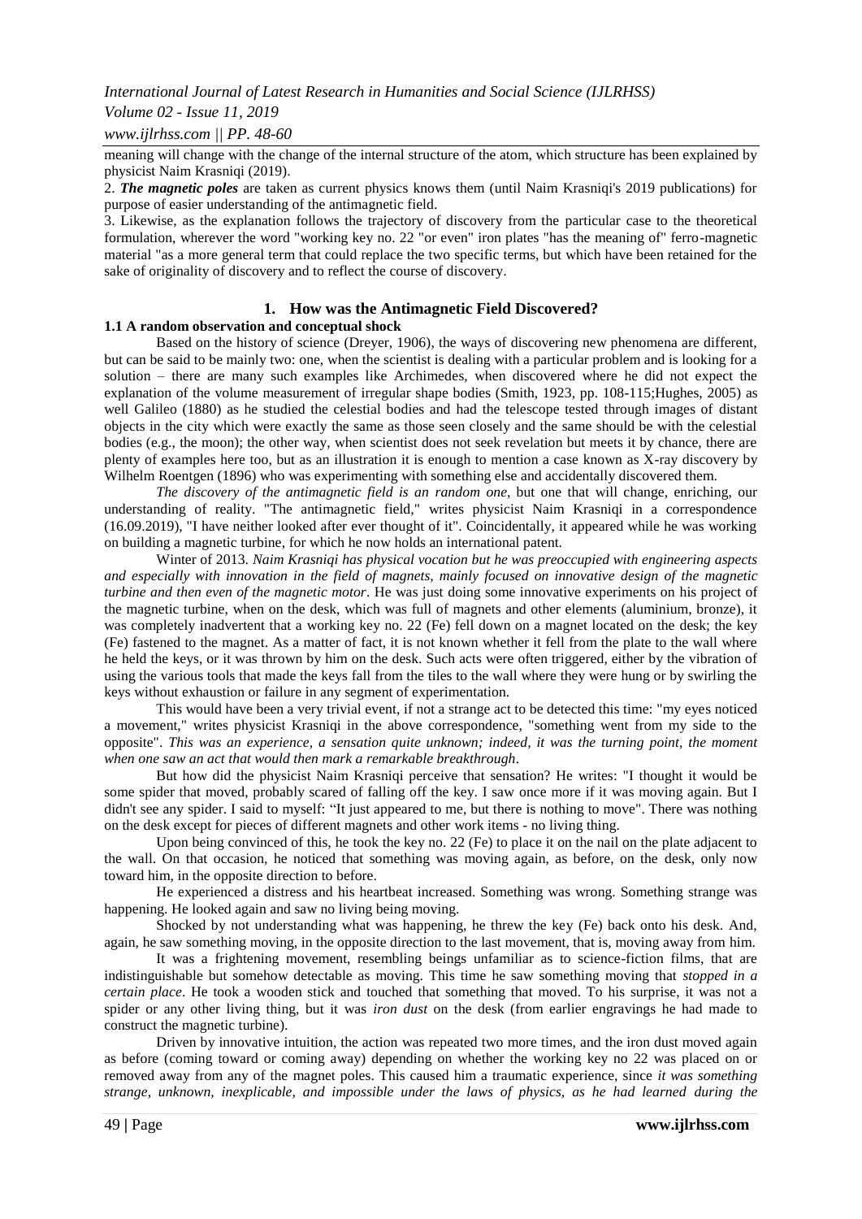meaning will change with the change of the internal structure of the atom, which structure has been explained by physicist Naim Krasniqi (2019).

2. ***The magnetic poles*** are taken as current physics knows them (until Naim Krasniqi's 2019 publications) for purpose of easier understanding of the antimagnetic field.

3. Likewise, as the explanation follows the trajectory of discovery from the particular case to the theoretical formulation, wherever the word "working key no. 22 "or even" iron plates "has the meaning of" ferro-magnetic material "as a more general term that could replace the two specific terms, but which have been retained for the sake of originality of discovery and to reflect the course of discovery.

## 1. How was the Antimagnetic Field Discovered?

### 1.1 A random observation and conceptual shock

Based on the history of science (Dreyer, 1906), the ways of discovering new phenomena are different, but can be said to be mainly two: one, when the scientist is dealing with a particular problem and is looking for a solution – there are many such examples like Archimedes, when discovered where he did not expect the explanation of the volume measurement of irregular shape bodies (Smith, 1923, pp. 108-115;Hughes, 2005) as well Galileo (1880) as he studied the celestial bodies and had the telescope tested through images of distant objects in the city which were exactly the same as those seen closely and the same should be with the celestial bodies (e.g., the moon); the other way, when scientist does not seek revelation but meets it by chance, there are plenty of examples here too, but as an illustration it is enough to mention a case known as X-ray discovery by Wilhelm Roentgen (1896) who was experimenting with something else and accidentally discovered them.

*The discovery of the antimagnetic field is an random one*, but one that will change, enriching, our understanding of reality. "The antimagnetic field," writes physicist Naim Krasniqi in a correspondence (16.09.2019), "I have neither looked after ever thought of it". Coincidentally, it appeared while he was working on building a magnetic turbine, for which he now holds an international patent.

Winter of 2013. *Naim Krasniqi has physical vocation but he was preoccupied with engineering aspects and especially with innovation in the field of magnets, mainly focused on innovative design of the magnetic turbine and then even of the magnetic motor*. He was just doing some innovative experiments on his project of the magnetic turbine, when on the desk, which was full of magnets and other elements (aluminium, bronze), it was completely inadvertent that a working key no. 22 (Fe) fell down on a magnet located on the desk; the key (Fe) fastened to the magnet. As a matter of fact, it is not known whether it fell from the plate to the wall where he held the keys, or it was thrown by him on the desk. Such acts were often triggered, either by the vibration of using the various tools that made the keys fall from the tiles to the wall where they were hung or by swirling the keys without exhaustion or failure in any segment of experimentation.

This would have been a very trivial event, if not a strange act to be detected this time: "my eyes noticed a movement," writes physicist Krasniqi in the above correspondence, "something went from my side to the opposite". *This was an experience, a sensation quite unknown; indeed, it was the turning point, the moment when one saw an act that would then mark a remarkable breakthrough*.

But how did the physicist Naim Krasniqi perceive that sensation? He writes: "I thought it would be some spider that moved, probably scared of falling off the key. I saw once more if it was moving again. But I didn't see any spider. I said to myself: "It just appeared to me, but there is nothing to move". There was nothing on the desk except for pieces of different magnets and other work items - no living thing.

Upon being convinced of this, he took the key no. 22 (Fe) to place it on the nail on the plate adjacent to the wall. On that occasion, he noticed that something was moving again, as before, on the desk, only now toward him, in the opposite direction to before.

He experienced a distress and his heartbeat increased. Something was wrong. Something strange was happening. He looked again and saw no living being moving.

Shocked by not understanding what was happening, he threw the key (Fe) back onto his desk. And, again, he saw something moving, in the opposite direction to the last movement, that is, moving away from him.

It was a frightening movement, resembling beings unfamiliar as to science-fiction films, that are indistinguishable but somehow detectable as moving. This time he saw something moving that *stopped in a certain place*. He took a wooden stick and touched that something that moved. To his surprise, it was not a spider or any other living thing, but it was *iron dust* on the desk (from earlier engravings he had made to construct the magnetic turbine).

Driven by innovative intuition, the action was repeated two more times, and the iron dust moved again as before (coming toward or coming away) depending on whether the working key no 22 was placed on or removed away from any of the magnet poles. This caused him a traumatic experience, since *it was something strange, unknown, inexplicable, and impossible under the laws of physics, as he had learned during the*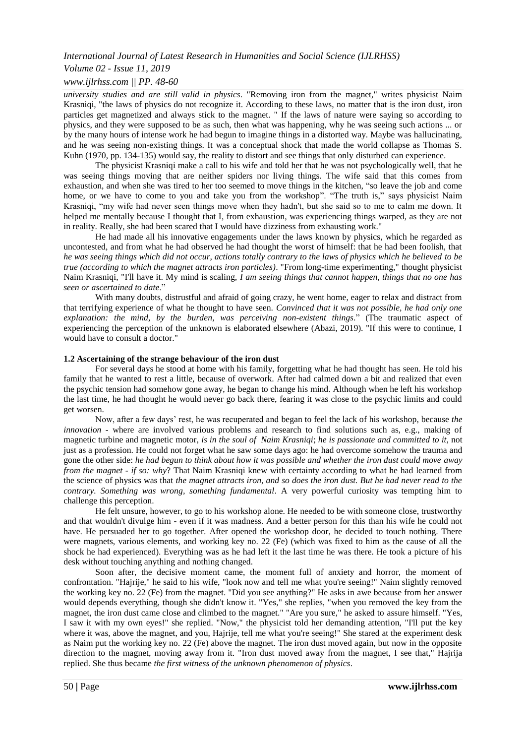*university studies and are still valid in physics*. "Removing iron from the magnet," writes physicist Naim Krasniqi, "the laws of physics do not recognize it. According to these laws, no matter that is the iron dust, iron particles get magnetized and always stick to the magnet. " If the laws of nature were saying so according to physics, and they were supposed to be as such, then what was happening, why he was seeing such actions ... or by the many hours of intense work he had begun to imagine things in a distorted way. Maybe was hallucinating, and he was seeing non-existing things. It was a conceptual shock that made the world collapse as Thomas S. Kuhn (1970, pp. 134-135) would say, the reality to distort and see things that only disturbed can experience.

The physicist Krasniqi make a call to his wife and told her that he was not psychologically well, that he was seeing things moving that are neither spiders nor living things. The wife said that this comes from exhaustion, and when she was tired to her too seemed to move things in the kitchen, "so leave the job and come home, or we have to come to you and take you from the workshop". "The truth is," says physicist Naim Krasniqi, "my wife had never seen things move when they hadn't, but she said so to me to calm me down. It helped me mentally because I thought that I, from exhaustion, was experiencing things warped, as they are not in reality. Really, she had been scared that I would have dizziness from exhausting work."

He had made all his innovative engagements under the laws known by physics, which he regarded as uncontested, and from what he had observed he had thought the worst of himself: that he had been foolish, that *he was seeing things which did not occur, actions totally contrary to the laws of physics which he believed to be true (according to which the magnet attracts iron particles)*. "From long-time experimenting," thought physicist Naim Krasniqi, "I'll have it. My mind is scaling, *I am seeing things that cannot happen, things that no one has seen or ascertained to date.*"

With many doubts, distrustful and afraid of going crazy, he went home, eager to relax and distract from that terrifying experience of what he thought to have seen. *Convinced that it was not possible, he had only one explanation: the mind, by the burden, was perceiving non-existent things*." (The traumatic aspect of experiencing the perception of the unknown is elaborated elsewhere (Abazi, 2019). "If this were to continue, I would have to consult a doctor."

### 1.2 Ascertaining of the strange behaviour of the iron dust

For several days he stood at home with his family, forgetting what he had thought has seen. He told his family that he wanted to rest a little, because of overwork. After had calmed down a bit and realized that even the psychic tension had somehow gone away, he began to change his mind. Although when he left his workshop the last time, he had thought he would never go back there, fearing it was close to the psychic limits and could get worsen.

Now, after a few days' rest, he was recuperated and began to feel the lack of his workshop, because *the innovation* - where are involved various problems and research to find solutions such as, e.g., making of magnetic turbine and magnetic motor, *is in the soul of Naim Krasniqi*; *he is passionate and committed to it*, not just as a profession. He could not forget what he saw some days ago: he had overcome somehow the trauma and gone the other side: *he had begun to think about how it was possible and whether the iron dust could move away from the magnet - if so: why*? That Naim Krasniqi knew with certainty according to what he had learned from the science of physics was that *the magnet attracts iron, and so does the iron dust. But he had never read to the contrary. Something was wrong, something fundamental*. A very powerful curiosity was tempting him to challenge this perception.

He felt unsure, however, to go to his workshop alone. He needed to be with someone close, trustworthy and that wouldn't divulge him - even if it was madness. And a better person for this than his wife he could not have. He persuaded her to go together. After opened the workshop door, he decided to touch nothing. There were magnets, various elements, and working key no. 22 (Fe) (which was fixed to him as the cause of all the shock he had experienced). Everything was as he had left it the last time he was there. He took a picture of his desk without touching anything and nothing changed.

Soon after, the decisive moment came, the moment full of anxiety and horror, the moment of confrontation. "Hajrije," he said to his wife, "look now and tell me what you're seeing!" Naim slightly removed the working key no. 22 (Fe) from the magnet. "Did you see anything?" He asks in awe because from her answer would depends everything, though she didn't know it. "Yes," she replies, "when you removed the key from the magnet, the iron dust came close and climbed to the magnet." "Are you sure," he asked to assure himself. "Yes, I saw it with my own eyes!" she replied. "Now," the physicist told her demanding attention, "I'll put the key where it was, above the magnet, and you, Hajrije, tell me what you're seeing!" She stared at the experiment desk as Naim put the working key no. 22 (Fe) above the magnet. The iron dust moved again, but now in the opposite direction to the magnet, moving away from it. "Iron dust moved away from the magnet, I see that," Hajrija replied. She thus became *the first witness of the unknown phenomenon of physics*.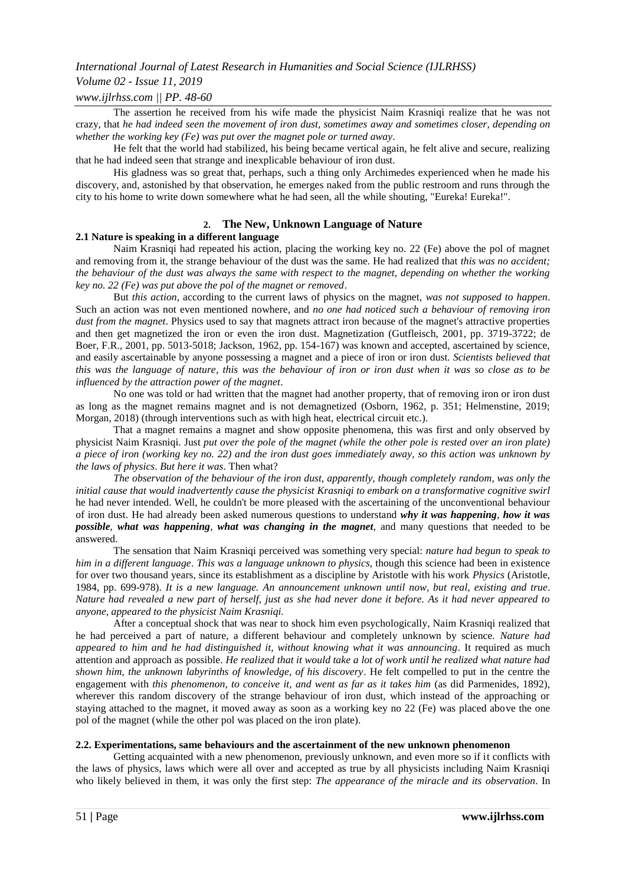The assertion he received from his wife made the physicist Naim Krasniqi realize that he was not crazy, that *he had indeed seen the movement of iron dust, sometimes away and sometimes closer, depending on whether the working key (Fe) was put over the magnet pole or turned away*.

He felt that the world had stabilized, his being became vertical again, he felt alive and secure, realizing that he had indeed seen that strange and inexplicable behaviour of iron dust.

His gladness was so great that, perhaps, such a thing only Archimedes experienced when he made his discovery, and, astonished by that observation, he emerges naked from the public restroom and runs through the city to his home to write down somewhere what he had seen, all the while shouting, "Eureka! Eureka!".

## 2. The New, Unknown Language of Nature

### 2.1 Nature is speaking in a different language

Naim Krasniqi had repeated his action, placing the working key no. 22 (Fe) above the pol of magnet and removing from it, the strange behaviour of the dust was the same. He had realized that *this was no accident; the behaviour of the dust was always the same with respect to the magnet, depending on whether the working key no. 22 (Fe) was put above the pol of the magnet or removed*.

But *this action*, according to the current laws of physics on the magnet, *was not supposed to happen*. Such an action was not even mentioned nowhere, and *no one had noticed such a behaviour of removing iron dust from the magnet*. Physics used to say that magnets attract iron because of the magnet's attractive properties and then get magnetized the iron or even the iron dust. Magnetization (Gutfleisch, 2001, pp. 3719-3722; de Boer, F.R., 2001, pp. 5013-5018; Jackson, 1962, pp. 154-167) was known and accepted, ascertained by science, and easily ascertainable by anyone possessing a magnet and a piece of iron or iron dust. *Scientists believed that this was the language of nature, this was the behaviour of iron or iron dust when it was so close as to be influenced by the attraction power of the magnet*.

No one was told or had written that the magnet had another property, that of removing iron or iron dust as long as the magnet remains magnet and is not demagnetized (Osborn, 1962, p. 351; Helmenstine, 2019; Morgan, 2018) (through interventions such as with high heat, electrical circuit etc.).

That a magnet remains a magnet and show opposite phenomena, this was first and only observed by physicist Naim Krasniqi. Just *put over the pole of the magnet (while the other pole is rested over an iron plate) a piece of iron (working key no. 22) and the iron dust goes immediately away, so this action was unknown by the laws of physics*. *But here it was*. Then what?

*The observation of the behaviour of the iron dust, apparently, though completely random, was only the initial cause that would inadvertently cause the physicist Krasniqi to embark on a transformative cognitive swirl* he had never intended. Well, he couldn't be more pleased with the ascertaining of the unconventional behaviour of iron dust. He had already been asked numerous questions to understand ***why it was happening***, ***how it was possible***, ***what was happening***, ***what was changing in the magnet***, and many questions that needed to be answered.

The sensation that Naim Krasniqi perceived was something very special: *nature had begun to speak to him in a different language*. *This was a language unknown to physics*, though this science had been in existence for over two thousand years, since its establishment as a discipline by Aristotle with his work *Physics* (Aristotle, 1984, pp. 699-978). *It is a new language. An announcement unknown until now, but real, existing and true. Nature had revealed a new part of herself, just as she had never done it before. As it had never appeared to anyone, appeared to the physicist Naim Krasniqi.*

After a conceptual shock that was near to shock him even psychologically, Naim Krasniqi realized that he had perceived a part of nature, a different behaviour and completely unknown by science. *Nature had appeared to him and he had distinguished it, without knowing what it was announcing*. It required as much attention and approach as possible. *He realized that it would take a lot of work until he realized what nature had shown him, the unknown labyrinths of knowledge, of his discovery*. He felt compelled to put in the centre the engagement with *this phenomenon, to conceive it, and went as far as it takes him* (as did Parmenides, 1892), wherever this random discovery of the strange behaviour of iron dust, which instead of the approaching or staying attached to the magnet, it moved away as soon as a working key no 22 (Fe) was placed above the one pol of the magnet (while the other pol was placed on the iron plate).

### 2.2. Experimentations, same behaviours and the ascertainment of the new unknown phenomenon

Getting acquainted with a new phenomenon, previously unknown, and even more so if it conflicts with the laws of physics, laws which were all over and accepted as true by all physicists including Naim Krasniqi who likely believed in them, it was only the first step: *The appearance of the miracle and its observation*. In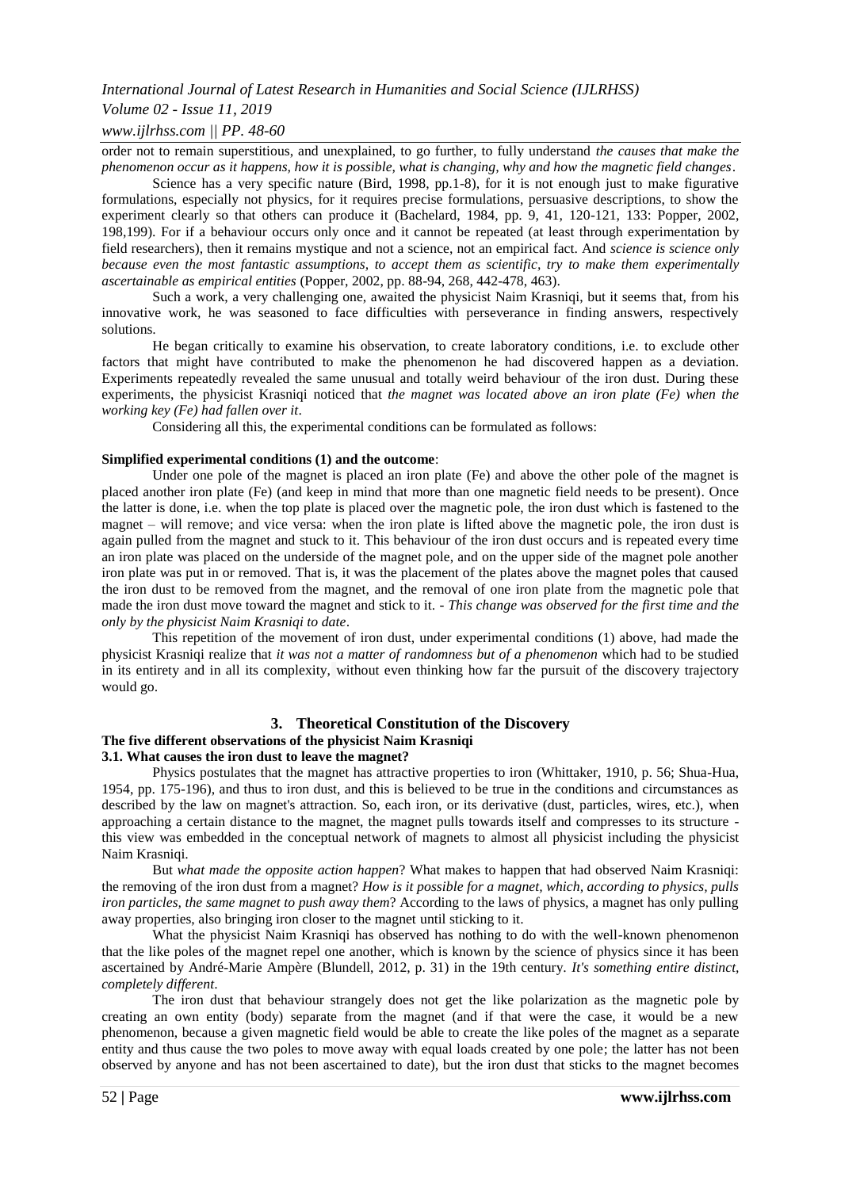order not to remain superstitious, and unexplained, to go further, to fully understand *the causes that make the phenomenon occur as it happens, how it is possible, what is changing, why and how the magnetic field changes*.

Science has a very specific nature (Bird, 1998, pp.1-8), for it is not enough just to make figurative formulations, especially not physics, for it requires precise formulations, persuasive descriptions, to show the experiment clearly so that others can produce it (Bachelard, 1984, pp. 9, 41, 120-121, 133: Popper, 2002, 198,199). For if a behaviour occurs only once and it cannot be repeated (at least through experimentation by field researchers), then it remains mystique and not a science, not an empirical fact. And *science is science only because even the most fantastic assumptions, to accept them as scientific, try to make them experimentally ascertainable as empirical entities* (Popper, 2002, pp. 88-94, 268, 442-478, 463).

Such a work, a very challenging one, awaited the physicist Naim Krasniqi, but it seems that, from his innovative work, he was seasoned to face difficulties with perseverance in finding answers, respectively solutions.

He began critically to examine his observation, to create laboratory conditions, i.e. to exclude other factors that might have contributed to make the phenomenon he had discovered happen as a deviation. Experiments repeatedly revealed the same unusual and totally weird behaviour of the iron dust. During these experiments, the physicist Krasniqi noticed that *the magnet was located above an iron plate (Fe) when the working key (Fe) had fallen over it*.

Considering all this, the experimental conditions can be formulated as follows:

**Simplified experimental conditions (1) and the outcome**:

Under one pole of the magnet is placed an iron plate (Fe) and above the other pole of the magnet is placed another iron plate (Fe) (and keep in mind that more than one magnetic field needs to be present). Once the latter is done, i.e. when the top plate is placed over the magnetic pole, the iron dust which is fastened to the magnet – will remove; and vice versa: when the iron plate is lifted above the magnetic pole, the iron dust is again pulled from the magnet and stuck to it. This behaviour of the iron dust occurs and is repeated every time an iron plate was placed on the underside of the magnet pole, and on the upper side of the magnet pole another iron plate was put in or removed. That is, it was the placement of the plates above the magnet poles that caused the iron dust to be removed from the magnet, and the removal of one iron plate from the magnetic pole that made the iron dust move toward the magnet and stick to it. - *This change was observed for the first time and the only by the physicist Naim Krasniqi to date*.

This repetition of the movement of iron dust, under experimental conditions (1) above, had made the physicist Krasniqi realize that *it was not a matter of randomness but of a phenomenon* which had to be studied in its entirety and in all its complexity, without even thinking how far the pursuit of the discovery trajectory would go.

## 3. Theoretical Constitution of the Discovery

### The five different observations of the physicist Naim Krasniqi

### 3.1. What causes the iron dust to leave the magnet?

Physics postulates that the magnet has attractive properties to iron (Whittaker, 1910, p. 56; Shua-Hua, 1954, pp. 175-196), and thus to iron dust, and this is believed to be true in the conditions and circumstances as described by the law on magnet's attraction. So, each iron, or its derivative (dust, particles, wires, etc.), when approaching a certain distance to the magnet, the magnet pulls towards itself and compresses to its structure - this view was embedded in the conceptual network of magnets to almost all physicist including the physicist Naim Krasniqi.

But *what made the opposite action happen*? What makes to happen that had observed Naim Krasniqi: the removing of the iron dust from a magnet? *How is it possible for a magnet, which, according to physics, pulls iron particles, the same magnet to push away them*? According to the laws of physics, a magnet has only pulling away properties, also bringing iron closer to the magnet until sticking to it.

What the physicist Naim Krasniqi has observed has nothing to do with the well-known phenomenon that the like poles of the magnet repel one another, which is known by the science of physics since it has been ascertained by André-Marie Ampère (Blundell, 2012, p. 31) in the 19th century. *It's something entire distinct, completely different*.

The iron dust that behaviour strangely does not get the like polarization as the magnetic pole by creating an own entity (body) separate from the magnet (and if that were the case, it would be a new phenomenon, because a given magnetic field would be able to create the like poles of the magnet as a separate entity and thus cause the two poles to move away with equal loads created by one pole; the latter has not been observed by anyone and has not been ascertained to date), but the iron dust that sticks to the magnet becomes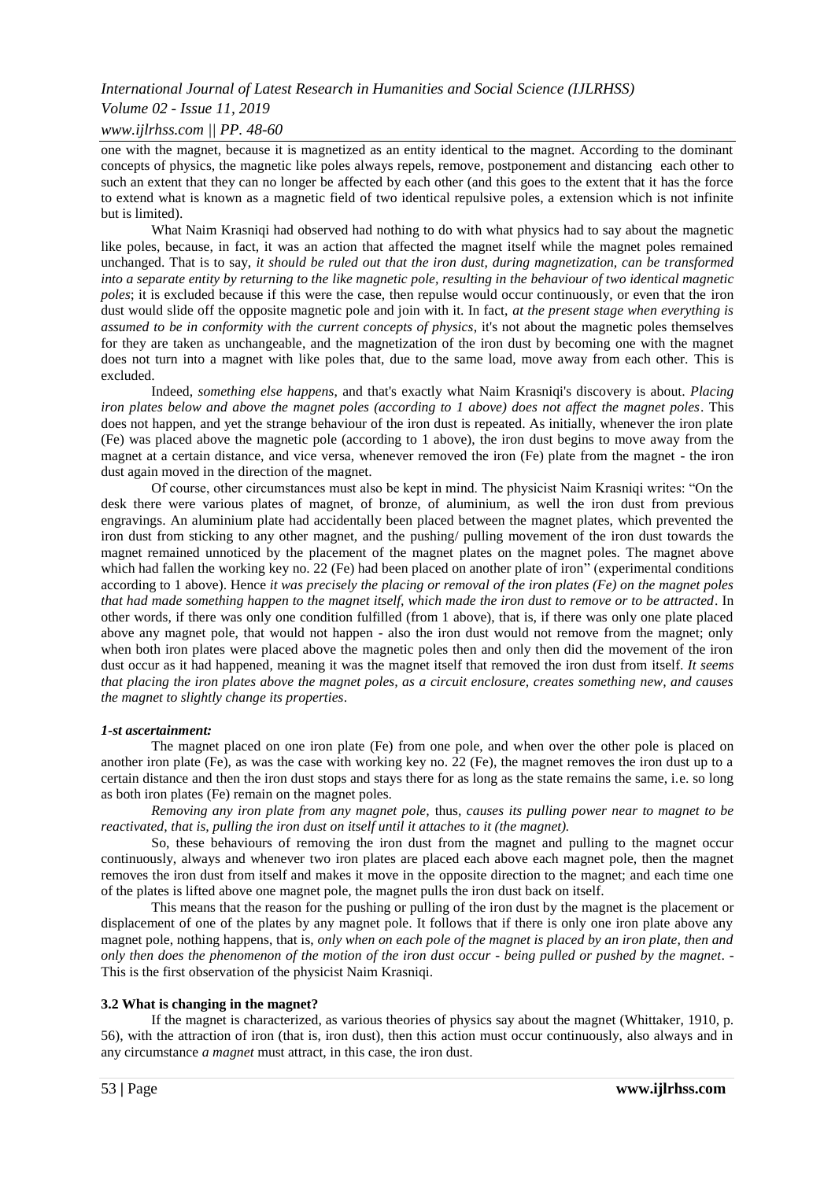one with the magnet, because it is magnetized as an entity identical to the magnet. According to the dominant concepts of physics, the magnetic like poles always repels, remove, postponement and distancing each other to such an extent that they can no longer be affected by each other (and this goes to the extent that it has the force to extend what is known as a magnetic field of two identical repulsive poles, a extension which is not infinite but is limited).

What Naim Krasniqi had observed had nothing to do with what physics had to say about the magnetic like poles, because, in fact, it was an action that affected the magnet itself while the magnet poles remained unchanged. That is to say, *it should be ruled out that the iron dust, during magnetization, can be transformed into a separate entity by returning to the like magnetic pole, resulting in the behaviour of two identical magnetic poles*; it is excluded because if this were the case, then repulse would occur continuously, or even that the iron dust would slide off the opposite magnetic pole and join with it. In fact, *at the present stage when everything is assumed to be in conformity with the current concepts of physics*, it's not about the magnetic poles themselves for they are taken as unchangeable, and the magnetization of the iron dust by becoming one with the magnet does not turn into a magnet with like poles that, due to the same load, move away from each other. This is excluded.

Indeed, *something else happens*, and that's exactly what Naim Krasniqi's discovery is about. *Placing iron plates below and above the magnet poles (according to 1 above) does not affect the magnet poles*. This does not happen, and yet the strange behaviour of the iron dust is repeated. As initially, whenever the iron plate (Fe) was placed above the magnetic pole (according to 1 above), the iron dust begins to move away from the magnet at a certain distance, and vice versa, whenever removed the iron (Fe) plate from the magnet - the iron dust again moved in the direction of the magnet.

Of course, other circumstances must also be kept in mind. The physicist Naim Krasniqi writes: "On the desk there were various plates of magnet, of bronze, of aluminium, as well the iron dust from previous engravings. An aluminium plate had accidentally been placed between the magnet plates, which prevented the iron dust from sticking to any other magnet, and the pushing/ pulling movement of the iron dust towards the magnet remained unnoticed by the placement of the magnet plates on the magnet poles. The magnet above which had fallen the working key no. 22 (Fe) had been placed on another plate of iron" (experimental conditions according to 1 above). Hence *it was precisely the placing or removal of the iron plates (Fe) on the magnet poles that had made something happen to the magnet itself, which made the iron dust to remove or to be attracted*. In other words, if there was only one condition fulfilled (from 1 above), that is, if there was only one plate placed above any magnet pole, that would not happen - also the iron dust would not remove from the magnet; only when both iron plates were placed above the magnetic poles then and only then did the movement of the iron dust occur as it had happened, meaning it was the magnet itself that removed the iron dust from itself. *It seems that placing the iron plates above the magnet poles, as a circuit enclosure, creates something new, and causes the magnet to slightly change its properties*.

***1-st ascertainment:***

The magnet placed on one iron plate (Fe) from one pole, and when over the other pole is placed on another iron plate (Fe), as was the case with working key no. 22 (Fe), the magnet removes the iron dust up to a certain distance and then the iron dust stops and stays there for as long as the state remains the same, i.e. so long as both iron plates (Fe) remain on the magnet poles.

*Removing any iron plate from any magnet pole*, thus, *causes its pulling power near to magnet to be reactivated, that is, pulling the iron dust on itself until it attaches to it (the magnet).*

So, these behaviours of removing the iron dust from the magnet and pulling to the magnet occur continuously, always and whenever two iron plates are placed each above each magnet pole, then the magnet removes the iron dust from itself and makes it move in the opposite direction to the magnet; and each time one of the plates is lifted above one magnet pole, the magnet pulls the iron dust back on itself.

This means that the reason for the pushing or pulling of the iron dust by the magnet is the placement or displacement of one of the plates by any magnet pole. It follows that if there is only one iron plate above any magnet pole, nothing happens, that is, *only when on each pole of the magnet is placed by an iron plate, then and only then does the phenomenon of the motion of the iron dust occur - being pulled or pushed by the magnet*. - This is the first observation of the physicist Naim Krasniqi.

### 3.2 What is changing in the magnet?

If the magnet is characterized, as various theories of physics say about the magnet (Whittaker, 1910, p. 56), with the attraction of iron (that is, iron dust), then this action must occur continuously, also always and in any circumstance *a magnet* must attract, in this case, the iron dust.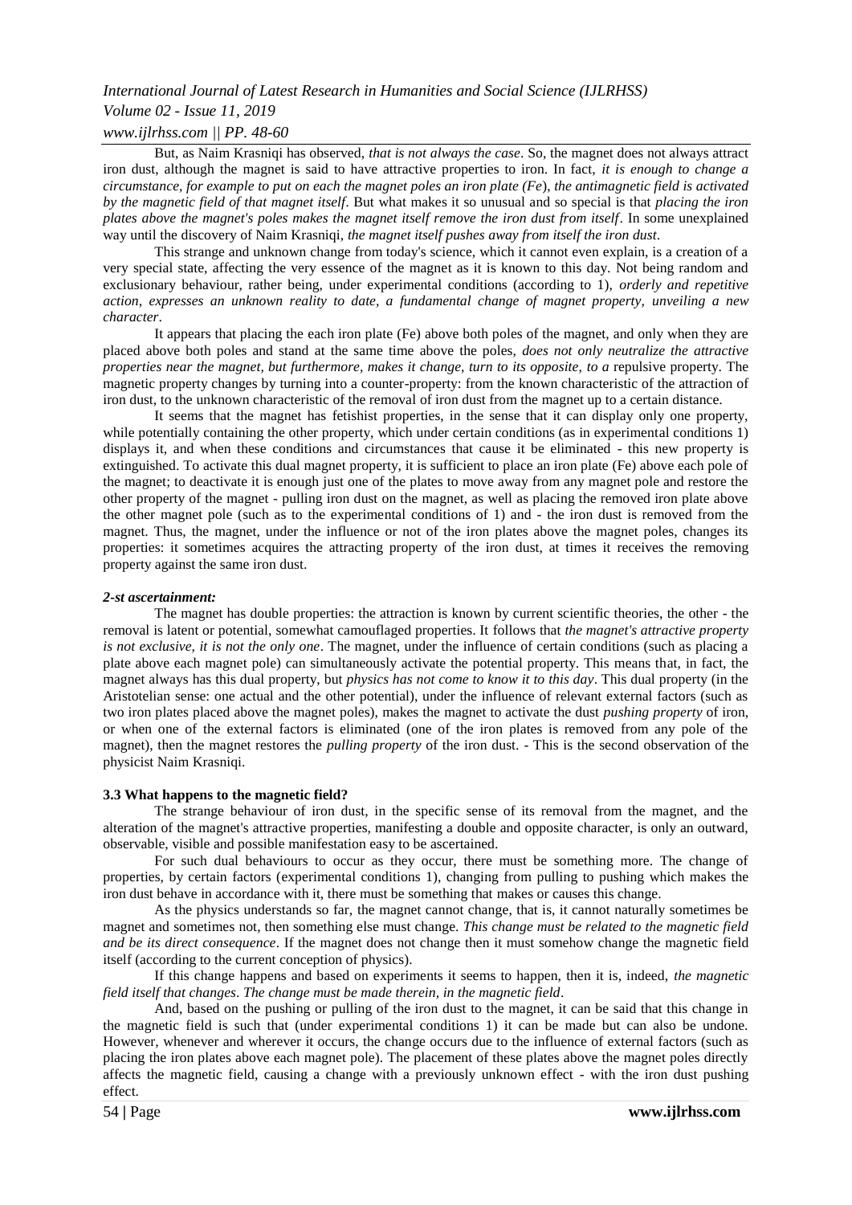But, as Naim Krasniqi has observed, *that is not always the case*. So, the magnet does not always attract iron dust, although the magnet is said to have attractive properties to iron. In fact, *it is enough to change a circumstance, for example to put on each the magnet poles an iron plate (Fe)*, *the antimagnetic field is activated by the magnetic field of that magnet itself*. But what makes it so unusual and so special is that *placing the iron plates above the magnet's poles makes the magnet itself remove the iron dust from itself*. In some unexplained way until the discovery of Naim Krasniqi, *the magnet itself pushes away from itself the iron dust*.

This strange and unknown change from today's science, which it cannot even explain, is a creation of a very special state, affecting the very essence of the magnet as it is known to this day. Not being random and exclusionary behaviour, rather being, under experimental conditions (according to 1), *orderly and repetitive action, expresses an unknown reality to date, a fundamental change of magnet property, unveiling a new character*.

It appears that placing the each iron plate (Fe) above both poles of the magnet, and only when they are placed above both poles and stand at the same time above the poles, *does not only neutralize the attractive properties near the magnet, but furthermore, makes it change, turn to its opposite, to a* repulsive property. The magnetic property changes by turning into a counter-property: from the known characteristic of the attraction of iron dust, to the unknown characteristic of the removal of iron dust from the magnet up to a certain distance.

It seems that the magnet has fetishist properties, in the sense that it can display only one property, while potentially containing the other property, which under certain conditions (as in experimental conditions 1) displays it, and when these conditions and circumstances that cause it be eliminated - this new property is extinguished. To activate this dual magnet property, it is sufficient to place an iron plate (Fe) above each pole of the magnet; to deactivate it is enough just one of the plates to move away from any magnet pole and restore the other property of the magnet - pulling iron dust on the magnet, as well as placing the removed iron plate above the other magnet pole (such as to the experimental conditions of 1) and - the iron dust is removed from the magnet. Thus, the magnet, under the influence or not of the iron plates above the magnet poles, changes its properties: it sometimes acquires the attracting property of the iron dust, at times it receives the removing property against the same iron dust.

***2-st ascertainment:***

The magnet has double properties: the attraction is known by current scientific theories, the other - the removal is latent or potential, somewhat camouflaged properties. It follows that *the magnet's attractive property is not exclusive, it is not the only one*. The magnet, under the influence of certain conditions (such as placing a plate above each magnet pole) can simultaneously activate the potential property. This means that, in fact, the magnet always has this dual property, but *physics has not come to know it to this day*. This dual property (in the Aristotelian sense: one actual and the other potential), under the influence of relevant external factors (such as two iron plates placed above the magnet poles), makes the magnet to activate the dust *pushing property* of iron, or when one of the external factors is eliminated (one of the iron plates is removed from any pole of the magnet), then the magnet restores the *pulling property* of the iron dust. - This is the second observation of the physicist Naim Krasniqi.

### 3.3 What happens to the magnetic field?

The strange behaviour of iron dust, in the specific sense of its removal from the magnet, and the alteration of the magnet's attractive properties, manifesting a double and opposite character, is only an outward, observable, visible and possible manifestation easy to be ascertained.

For such dual behaviours to occur as they occur, there must be something more. The change of properties, by certain factors (experimental conditions 1), changing from pulling to pushing which makes the iron dust behave in accordance with it, there must be something that makes or causes this change.

As the physics understands so far, the magnet cannot change, that is, it cannot naturally sometimes be magnet and sometimes not, then something else must change. *This change must be related to the magnetic field and be its direct consequence*. If the magnet does not change then it must somehow change the magnetic field itself (according to the current conception of physics).

If this change happens and based on experiments it seems to happen, then it is, indeed, *the magnetic field itself that changes*. *The change must be made therein, in the magnetic field*.

And, based on the pushing or pulling of the iron dust to the magnet, it can be said that this change in the magnetic field is such that (under experimental conditions 1) it can be made but can also be undone. However, whenever and wherever it occurs, the change occurs due to the influence of external factors (such as placing the iron plates above each magnet pole). The placement of these plates above the magnet poles directly affects the magnetic field, causing a change with a previously unknown effect - with the iron dust pushing effect.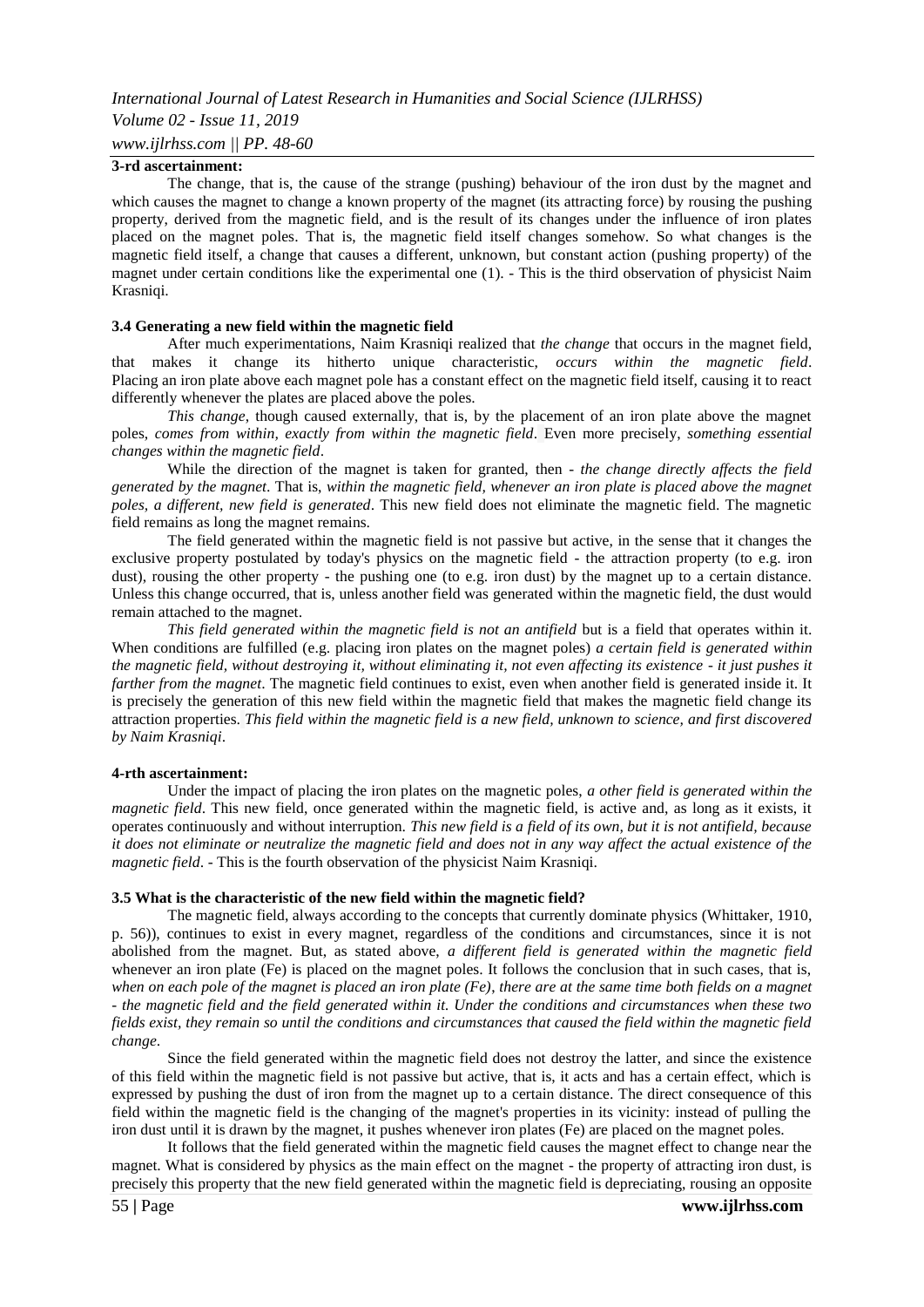**3-rd ascertainment:**

The change, that is, the cause of the strange (pushing) behaviour of the iron dust by the magnet and which causes the magnet to change a known property of the magnet (its attracting force) by rousing the pushing property, derived from the magnetic field, and is the result of its changes under the influence of iron plates placed on the magnet poles. That is, the magnetic field itself changes somehow. So what changes is the magnetic field itself, a change that causes a different, unknown, but constant action (pushing property) of the magnet under certain conditions like the experimental one (1). - This is the third observation of physicist Naim Krasniqi.

### 3.4 Generating a new field within the magnetic field

After much experimentations, Naim Krasniqi realized that *the change* that occurs in the magnet field, that makes it change its hitherto unique characteristic, *occurs within the magnetic field*. Placing an iron plate above each magnet pole has a constant effect on the magnetic field itself, causing it to react differently whenever the plates are placed above the poles.

*This change*, though caused externally, that is, by the placement of an iron plate above the magnet poles, *comes from within, exactly from within the magnetic field*. Even more precisely, *something essential changes within the magnetic field*.

While the direction of the magnet is taken for granted, then - *the change directly affects the field generated by the magnet*. That is, *within the magnetic field, whenever an iron plate is placed above the magnet poles, a different, new field is generated*. This new field does not eliminate the magnetic field. The magnetic field remains as long the magnet remains.

The field generated within the magnetic field is not passive but active, in the sense that it changes the exclusive property postulated by today's physics on the magnetic field - the attraction property (to e.g. iron dust), rousing the other property - the pushing one (to e.g. iron dust) by the magnet up to a certain distance. Unless this change occurred, that is, unless another field was generated within the magnetic field, the dust would remain attached to the magnet.

*This field generated within the magnetic field is not an antifield* but is a field that operates within it. When conditions are fulfilled (e.g. placing iron plates on the magnet poles) *a certain field is generated within the magnetic field, without destroying it, without eliminating it, not even affecting its existence - it just pushes it farther from the magnet*. The magnetic field continues to exist, even when another field is generated inside it. It is precisely the generation of this new field within the magnetic field that makes the magnetic field change its attraction properties. *This field within the magnetic field is a new field, unknown to science, and first discovered by Naim Krasniqi*.

**4-rth ascertainment:**

Under the impact of placing the iron plates on the magnetic poles, *a other field is generated within the magnetic field*. This new field, once generated within the magnetic field, is active and, as long as it exists, it operates continuously and without interruption. *This new field is a field of its own, but it is not antifield, because it does not eliminate or neutralize the magnetic field and does not in any way affect the actual existence of the magnetic field*. - This is the fourth observation of the physicist Naim Krasniqi.

### 3.5 What is the characteristic of the new field within the magnetic field?

The magnetic field, always according to the concepts that currently dominate physics (Whittaker, 1910, p. 56)), continues to exist in every magnet, regardless of the conditions and circumstances, since it is not abolished from the magnet. But, as stated above, *a different field is generated within the magnetic field* whenever an iron plate (Fe) is placed on the magnet poles. It follows the conclusion that in such cases, that is, *when on each pole of the magnet is placed an iron plate (Fe), there are at the same time both fields on a magnet - the magnetic field and the field generated within it. Under the conditions and circumstances when these two fields exist, they remain so until the conditions and circumstances that caused the field within the magnetic field change*.

Since the field generated within the magnetic field does not destroy the latter, and since the existence of this field within the magnetic field is not passive but active, that is, it acts and has a certain effect, which is expressed by pushing the dust of iron from the magnet up to a certain distance. The direct consequence of this field within the magnetic field is the changing of the magnet's properties in its vicinity: instead of pulling the iron dust until it is drawn by the magnet, it pushes whenever iron plates (Fe) are placed on the magnet poles.

It follows that the field generated within the magnetic field causes the magnet effect to change near the magnet. What is considered by physics as the main effect on the magnet - the property of attracting iron dust, is precisely this property that the new field generated within the magnetic field is depreciating, rousing an opposite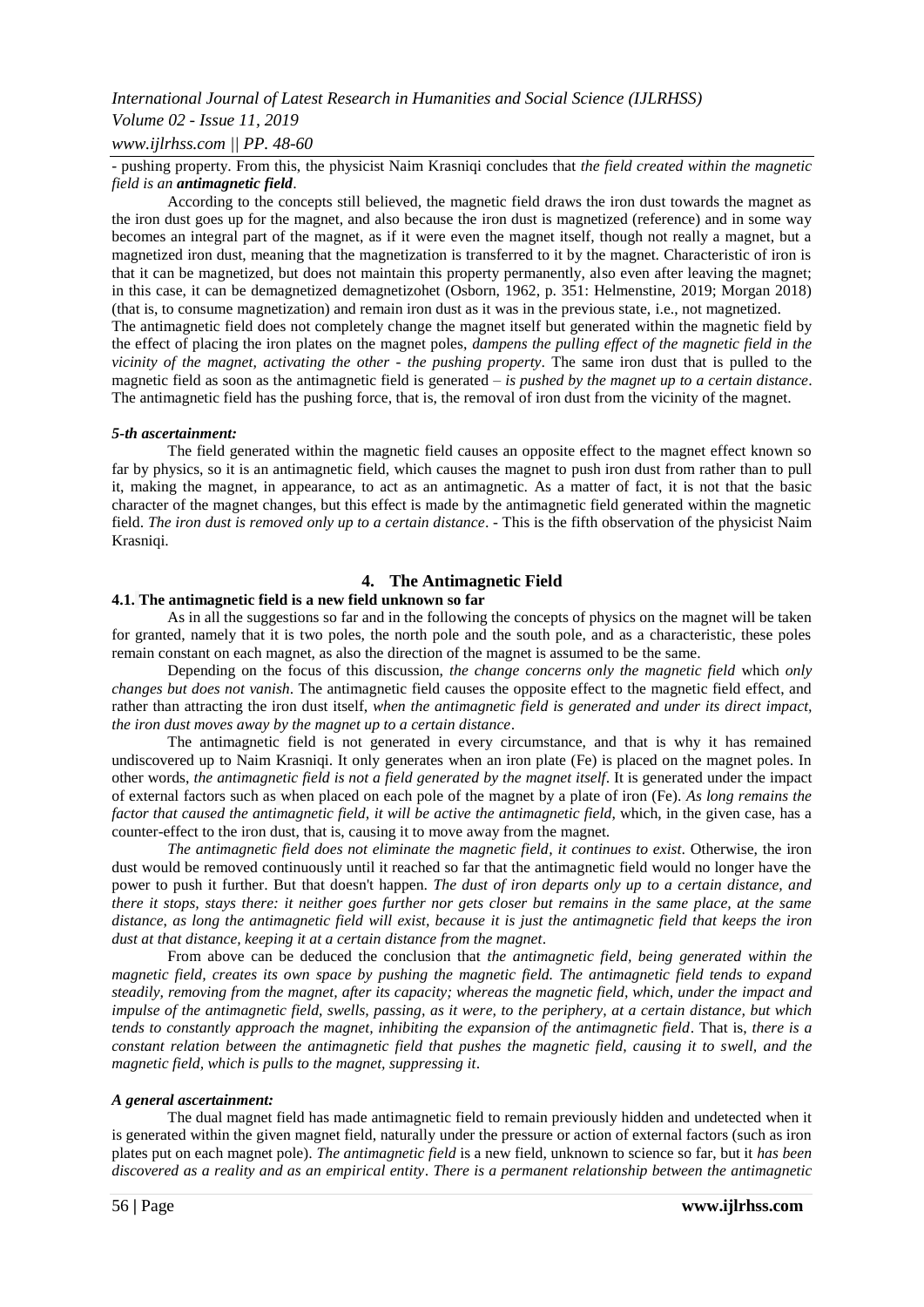- pushing property. From this, the physicist Naim Krasniqi concludes that *the field created within the magnetic field is an* ***antimagnetic field***.

According to the concepts still believed, the magnetic field draws the iron dust towards the magnet as the iron dust goes up for the magnet, and also because the iron dust is magnetized (reference) and in some way becomes an integral part of the magnet, as if it were even the magnet itself, though not really a magnet, but a magnetized iron dust, meaning that the magnetization is transferred to it by the magnet. Characteristic of iron is that it can be magnetized, but does not maintain this property permanently, also even after leaving the magnet; in this case, it can be demagnetized demagnetizohet (Osborn, 1962, p. 351: Helmenstine, 2019; Morgan 2018) (that is, to consume magnetization) and remain iron dust as it was in the previous state, i.e., not magnetized.

The antimagnetic field does not completely change the magnet itself but generated within the magnetic field by the effect of placing the iron plates on the magnet poles, *dampens the pulling effect of the magnetic field in the vicinity of the magnet, activating the other - the pushing property*. The same iron dust that is pulled to the magnetic field as soon as the antimagnetic field is generated – *is pushed by the magnet up to a certain distance*. The antimagnetic field has the pushing force, that is, the removal of iron dust from the vicinity of the magnet.

***5-th ascertainment:***

The field generated within the magnetic field causes an opposite effect to the magnet effect known so far by physics, so it is an antimagnetic field, which causes the magnet to push iron dust from rather than to pull it, making the magnet, in appearance, to act as an antimagnetic. As a matter of fact, it is not that the basic character of the magnet changes, but this effect is made by the antimagnetic field generated within the magnetic field. *The iron dust is removed only up to a certain distance*. - This is the fifth observation of the physicist Naim Krasniqi.

## 4. The Antimagnetic Field

### 4.1. The antimagnetic field is a new field unknown so far

As in all the suggestions so far and in the following the concepts of physics on the magnet will be taken for granted, namely that it is two poles, the north pole and the south pole, and as a characteristic, these poles remain constant on each magnet, as also the direction of the magnet is assumed to be the same.

Depending on the focus of this discussion, *the change concerns only the magnetic field* which *only changes but does not vanish*. The antimagnetic field causes the opposite effect to the magnetic field effect, and rather than attracting the iron dust itself, *when the antimagnetic field is generated and under its direct impact, the iron dust moves away by the magnet up to a certain distance*.

The antimagnetic field is not generated in every circumstance, and that is why it has remained undiscovered up to Naim Krasniqi. It only generates when an iron plate (Fe) is placed on the magnet poles. In other words, *the antimagnetic field is not a field generated by the magnet itself*. It is generated under the impact of external factors such as when placed on each pole of the magnet by a plate of iron (Fe). *As long remains the factor that caused the antimagnetic field, it will be active the antimagnetic field*, which, in the given case, has a counter-effect to the iron dust, that is, causing it to move away from the magnet.

*The antimagnetic field does not eliminate the magnetic field, it continues to exist*. Otherwise, the iron dust would be removed continuously until it reached so far that the antimagnetic field would no longer have the power to push it further. But that doesn't happen. *The dust of iron departs only up to a certain distance, and there it stops, stays there: it neither goes further nor gets closer but remains in the same place, at the same distance, as long the antimagnetic field will exist, because it is just the antimagnetic field that keeps the iron dust at that distance, keeping it at a certain distance from the magnet*.

From above can be deduced the conclusion that *the antimagnetic field, being generated within the magnetic field, creates its own space by pushing the magnetic field. The antimagnetic field tends to expand steadily, removing from the magnet, after its capacity; whereas the magnetic field, which, under the impact and impulse of the antimagnetic field, swells, passing, as it were, to the periphery, at a certain distance, but which tends to constantly approach the magnet, inhibiting the expansion of the antimagnetic field*. That is, *there is a constant relation between the antimagnetic field that pushes the magnetic field, causing it to swell, and the magnetic field, which is pulls to the magnet, suppressing it*.

***A general ascertainment:***

The dual magnet field has made antimagnetic field to remain previously hidden and undetected when it is generated within the given magnet field, naturally under the pressure or action of external factors (such as iron plates put on each magnet pole). *The antimagnetic field* is a new field, unknown to science so far, but it *has been discovered as a reality and as an empirical entity*. *There is a permanent relationship between the antimagnetic*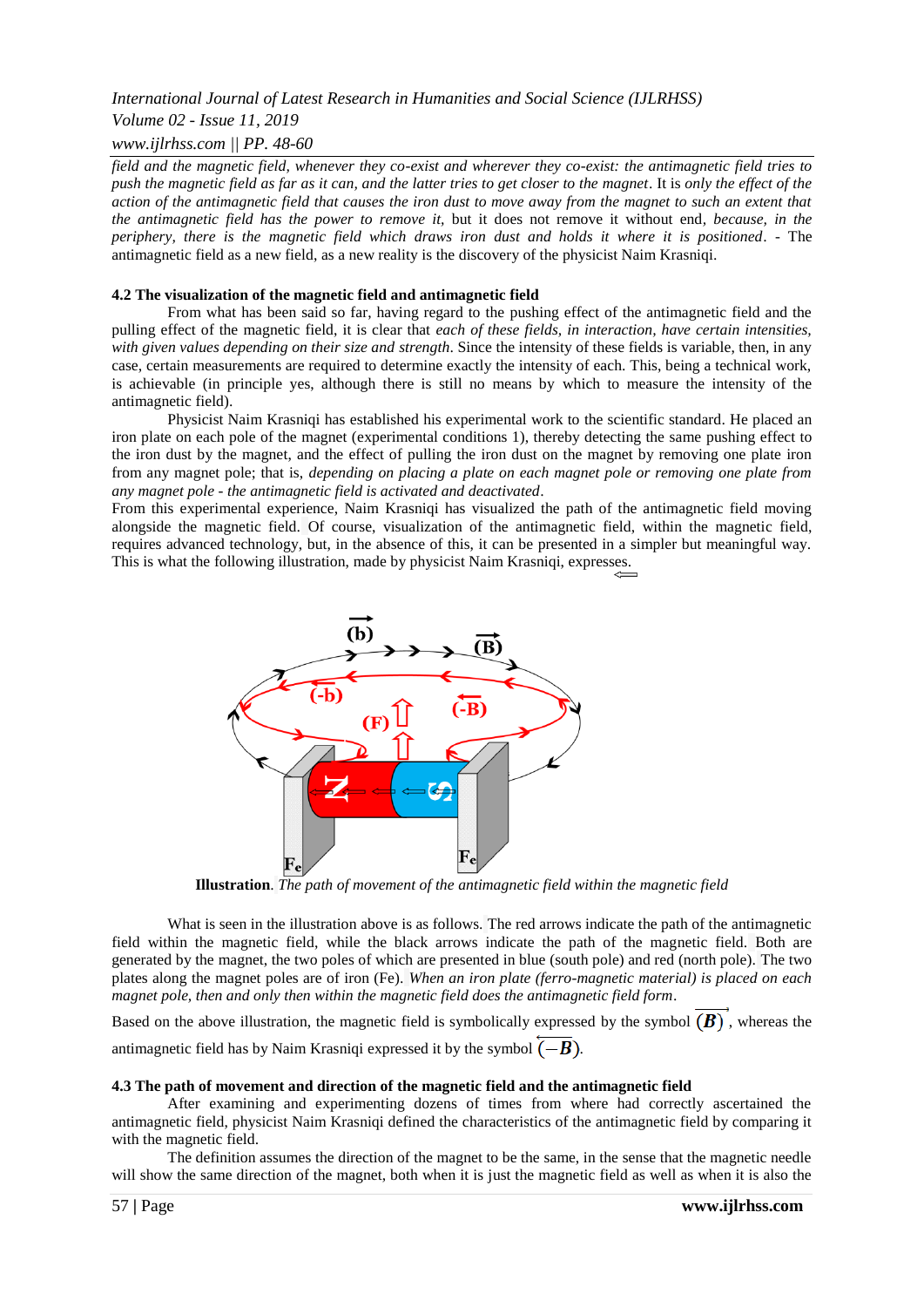*field and the magnetic field, whenever they co-exist and wherever they co-exist: the antimagnetic field tries to push the magnetic field as far as it can, and the latter tries to get closer to the magnet*. It is *only the effect of the action of the antimagnetic field that causes the iron dust to move away from the magnet to such an extent that the antimagnetic field has the power to remove it,* but it does not remove it without end, *because, in the periphery, there is the magnetic field which draws iron dust and holds it where it is positioned*. - The antimagnetic field as a new field, as a new reality is the discovery of the physicist Naim Krasniqi.

**4.2 The visualization of the magnetic field and antimagnetic field**

From what has been said so far, having regard to the pushing effect of the antimagnetic field and the pulling effect of the magnetic field, it is clear that *each of these fields, in interaction, have certain intensities, with given values depending on their size and strength*. Since the intensity of these fields is variable, then, in any case, certain measurements are required to determine exactly the intensity of each. This, being a technical work, is achievable (in principle yes, although there is still no means by which to measure the intensity of the antimagnetic field).

Physicist Naim Krasniqi has established his experimental work to the scientific standard. He placed an iron plate on each pole of the magnet (experimental conditions 1), thereby detecting the same pushing effect to the iron dust by the magnet, and the effect of pulling the iron dust on the magnet by removing one plate iron from any magnet pole; that is, *depending on placing a plate on each magnet pole or removing one plate from any magnet pole - the antimagnetic field is activated and deactivated*.

From this experimental experience, Naim Krasniqi has visualized the path of the antimagnetic field moving alongside the magnetic field. Of course, visualization of the antimagnetic field, within the magnetic field, requires advanced technology, but, in the absence of this, it can be presented in a simpler but meaningful way. This is what the following illustration, made by physicist Naim Krasniqi, expresses.

**Illustration**. *The path of movement of the antimagnetic field within the magnetic field*

What is seen in the illustration above is as follows. The red arrows indicate the path of the antimagnetic field within the magnetic field, while the black arrows indicate the path of the magnetic field. Both are generated by the magnet, the two poles of which are presented in blue (south pole) and red (north pole). The two plates along the magnet poles are of iron (Fe). *When an iron plate (ferro-magnetic material) is placed on each magnet pole, then and only then within the magnetic field does the antimagnetic field form*.

Based on the above illustration, the magnetic field is symbolically expressed by the symbol $(\overrightarrow{B})$, whereas the antimagnetic field has by Naim Krasniqi expressed it by the symbol $(\overleftarrow{-B})$.

**4.3 The path of movement and direction of the magnetic field and the antimagnetic field**

After examining and experimenting dozens of times from where had correctly ascertained the antimagnetic field, physicist Naim Krasniqi defined the characteristics of the antimagnetic field by comparing it with the magnetic field.

The definition assumes the direction of the magnet to be the same, in the sense that the magnetic needle will show the same direction of the magnet, both when it is just the magnetic field as well as when it is also the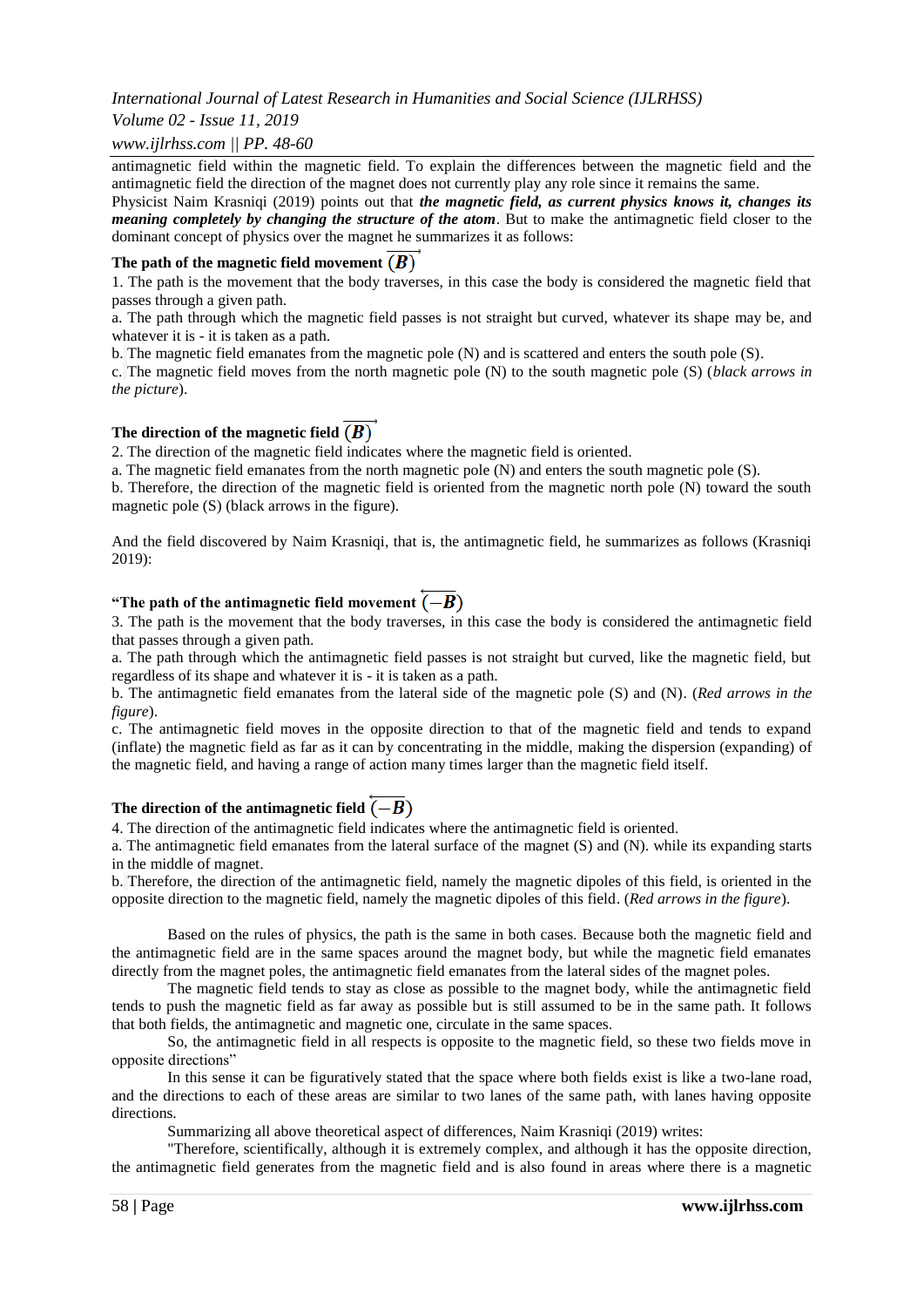antimagnetic field within the magnetic field. To explain the differences between the magnetic field and the antimagnetic field the direction of the magnet does not currently play any role since it remains the same.

Physicist Naim Krasniqi (2019) points out that ***the magnetic field, as current physics knows it, changes its meaning completely by changing the structure of the atom***. But to make the antimagnetic field closer to the dominant concept of physics over the magnet he summarizes it as follows:

**The path of the magnetic field movement $\overrightarrow{(B)}$**

1. The path is the movement that the body traverses, in this case the body is considered the magnetic field that passes through a given path.

a. The path through which the magnetic field passes is not straight but curved, whatever its shape may be, and whatever it is - it is taken as a path.

b. The magnetic field emanates from the magnetic pole (N) and is scattered and enters the south pole (S).

c. The magnetic field moves from the north magnetic pole (N) to the south magnetic pole (S) (*black arrows in the picture*).

**The direction of the magnetic field $\overrightarrow{(B)}$**

2. The direction of the magnetic field indicates where the magnetic field is oriented.

a. The magnetic field emanates from the north magnetic pole (N) and enters the south magnetic pole (S).

b. Therefore, the direction of the magnetic field is oriented from the magnetic north pole (N) toward the south magnetic pole (S) (black arrows in the figure).

And the field discovered by Naim Krasniqi, that is, the antimagnetic field, he summarizes as follows (Krasniqi 2019):

**"The path of the antimagnetic field movement $\overleftarrow{(-B)}$**

3. The path is the movement that the body traverses, in this case the body is considered the antimagnetic field that passes through a given path.

a. The path through which the antimagnetic field passes is not straight but curved, like the magnetic field, but regardless of its shape and whatever it is - it is taken as a path.

b. The antimagnetic field emanates from the lateral side of the magnetic pole (S) and (N). (*Red arrows in the figure*).

c. The antimagnetic field moves in the opposite direction to that of the magnetic field and tends to expand (inflate) the magnetic field as far as it can by concentrating in the middle, making the dispersion (expanding) of the magnetic field, and having a range of action many times larger than the magnetic field itself.

**The direction of the antimagnetic field $\overleftarrow{(-B)}$**

4. The direction of the antimagnetic field indicates where the antimagnetic field is oriented.

a. The antimagnetic field emanates from the lateral surface of the magnet (S) and (N). while its expanding starts in the middle of magnet.

b. Therefore, the direction of the antimagnetic field, namely the magnetic dipoles of this field, is oriented in the opposite direction to the magnetic field, namely the magnetic dipoles of this field. (*Red arrows in the figure*).

Based on the rules of physics, the path is the same in both cases. Because both the magnetic field and the antimagnetic field are in the same spaces around the magnet body, but while the magnetic field emanates directly from the magnet poles, the antimagnetic field emanates from the lateral sides of the magnet poles.

The magnetic field tends to stay as close as possible to the magnet body, while the antimagnetic field tends to push the magnetic field as far away as possible but is still assumed to be in the same path. It follows that both fields, the antimagnetic and magnetic one, circulate in the same spaces.

So, the antimagnetic field in all respects is opposite to the magnetic field, so these two fields move in opposite directions"

In this sense it can be figuratively stated that the space where both fields exist is like a two-lane road, and the directions to each of these areas are similar to two lanes of the same path, with lanes having opposite directions.

Summarizing all above theoretical aspect of differences, Naim Krasniqi (2019) writes:

"Therefore, scientifically, although it is extremely complex, and although it has the opposite direction, the antimagnetic field generates from the magnetic field and is also found in areas where there is a magnetic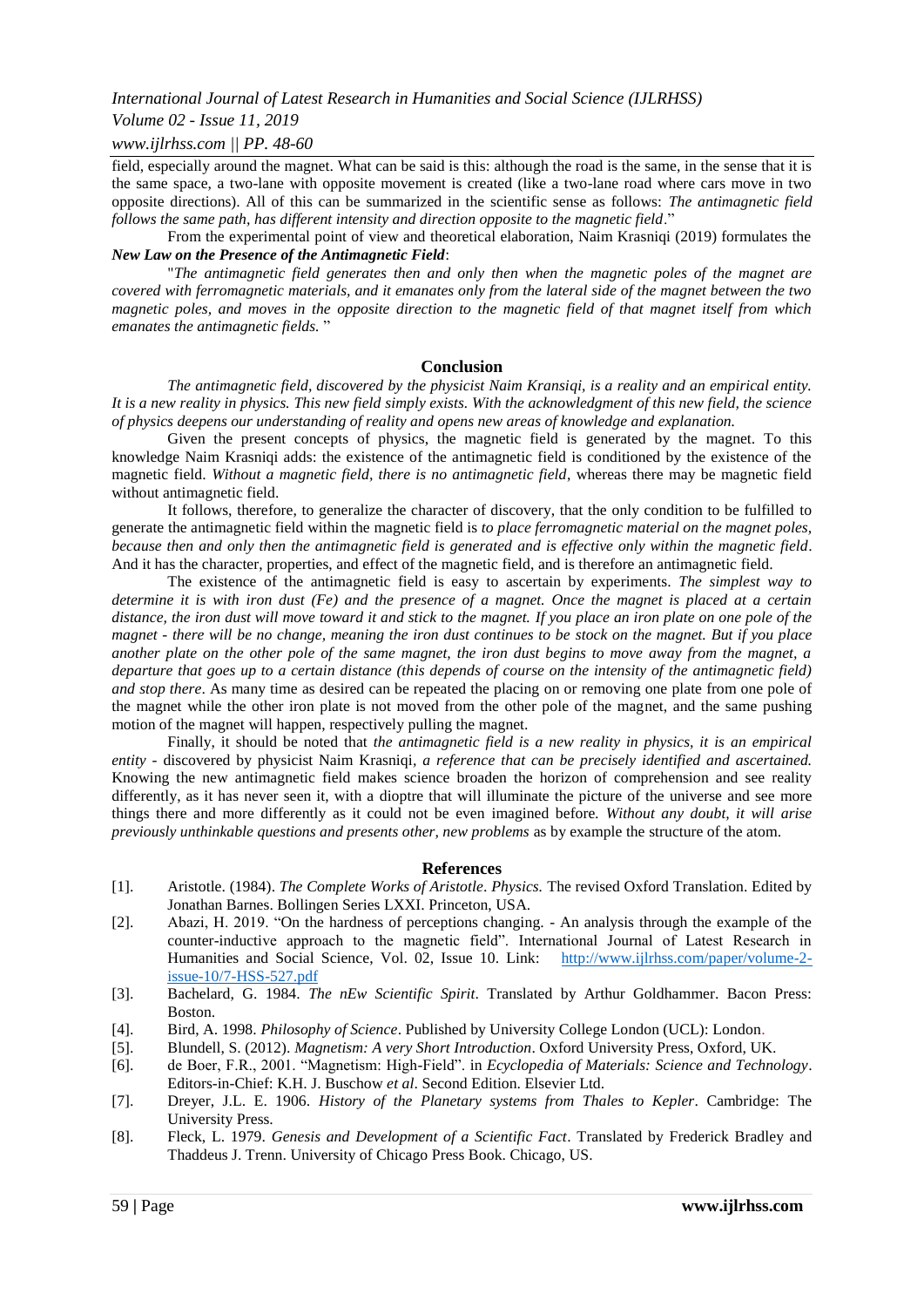field, especially around the magnet. What can be said is this: although the road is the same, in the sense that it is the same space, a two-lane with opposite movement is created (like a two-lane road where cars move in two opposite directions). All of this can be summarized in the scientific sense as follows: *The antimagnetic field follows the same path, has different intensity and direction opposite to the magnetic field*."

From the experimental point of view and theoretical elaboration, Naim Krasniqi (2019) formulates the ***New Law on the Presence of the Antimagnetic Field***:

"*The antimagnetic field generates then and only then when the magnetic poles of the magnet are covered with ferromagnetic materials, and it emanates only from the lateral side of the magnet between the two magnetic poles, and moves in the opposite direction to the magnetic field of that magnet itself from which emanates the antimagnetic fields.* "

## Conclusion

*The antimagnetic field, discovered by the physicist Naim Kransiqi, is a reality and an empirical entity. It is a new reality in physics. This new field simply exists. With the acknowledgment of this new field, the science of physics deepens our understanding of reality and opens new areas of knowledge and explanation.*

Given the present concepts of physics, the magnetic field is generated by the magnet. To this knowledge Naim Krasniqi adds: the existence of the antimagnetic field is conditioned by the existence of the magnetic field. *Without a magnetic field, there is no antimagnetic field*, whereas there may be magnetic field without antimagnetic field.

It follows, therefore, to generalize the character of discovery, that the only condition to be fulfilled to generate the antimagnetic field within the magnetic field is *to place ferromagnetic material on the magnet poles, because then and only then the antimagnetic field is generated and is effective only within the magnetic field*. And it has the character, properties, and effect of the magnetic field, and is therefore an antimagnetic field.

The existence of the antimagnetic field is easy to ascertain by experiments. *The simplest way to determine it is with iron dust (Fe) and the presence of a magnet. Once the magnet is placed at a certain distance, the iron dust will move toward it and stick to the magnet. If you place an iron plate on one pole of the magnet - there will be no change, meaning the iron dust continues to be stock on the magnet. But if you place another plate on the other pole of the same magnet, the iron dust begins to move away from the magnet, a departure that goes up to a certain distance (this depends of course on the intensity of the antimagnetic field) and stop there*. As many time as desired can be repeated the placing on or removing one plate from one pole of the magnet while the other iron plate is not moved from the other pole of the magnet, and the same pushing motion of the magnet will happen, respectively pulling the magnet.

Finally, it should be noted that *the antimagnetic field is a new reality in physics, it is an empirical entity* - discovered by physicist Naim Krasniqi, *a reference that can be precisely identified and ascertained.* Knowing the new antimagnetic field makes science broaden the horizon of comprehension and see reality differently, as it has never seen it, with a dioptre that will illuminate the picture of the universe and see more things there and more differently as it could not be even imagined before. *Without any doubt, it will arise previously unthinkable questions and presents other, new problems* as by example the structure of the atom.

## References

[1]. Aristotle. (1984). *The Complete Works of Aristotle*. *Physics.* The revised Oxford Translation. Edited by Jonathan Barnes. Bollingen Series LXXI. Princeton, USA.

[2]. Abazi, H. 2019. "On the hardness of perceptions changing. - An analysis through the example of the counter-inductive approach to the magnetic field". International Journal of Latest Research in Humanities and Social Science, Vol. 02, Issue 10. Link: http://www.ijlrhss.com/paper/volume-2-issue-10/7-HSS-527.pdf

[3]. Bachelard, G. 1984. *The nEw Scientific Spirit*. Translated by Arthur Goldhammer. Bacon Press: Boston.

[4]. Bird, A. 1998. *Philosophy of Science*. Published by University College London (UCL): London.

[5]. Blundell, S. (2012). *Magnetism: A very Short Introduction*. Oxford University Press, Oxford, UK.

[6]. de Boer, F.R., 2001. "Magnetism: High-Field". in *Ecyclopedia of Materials: Science and Technology*. Editors-in-Chief: K.H. J. Buschow *et al*. Second Edition. Elsevier Ltd.

[7]. Dreyer, J.L. E. 1906. *History of the Planetary systems from Thales to Kepler*. Cambridge: The University Press.

[8]. Fleck, L. 1979. *Genesis and Development of a Scientific Fact*. Translated by Frederick Bradley and Thaddeus J. Trenn. University of Chicago Press Book. Chicago, US.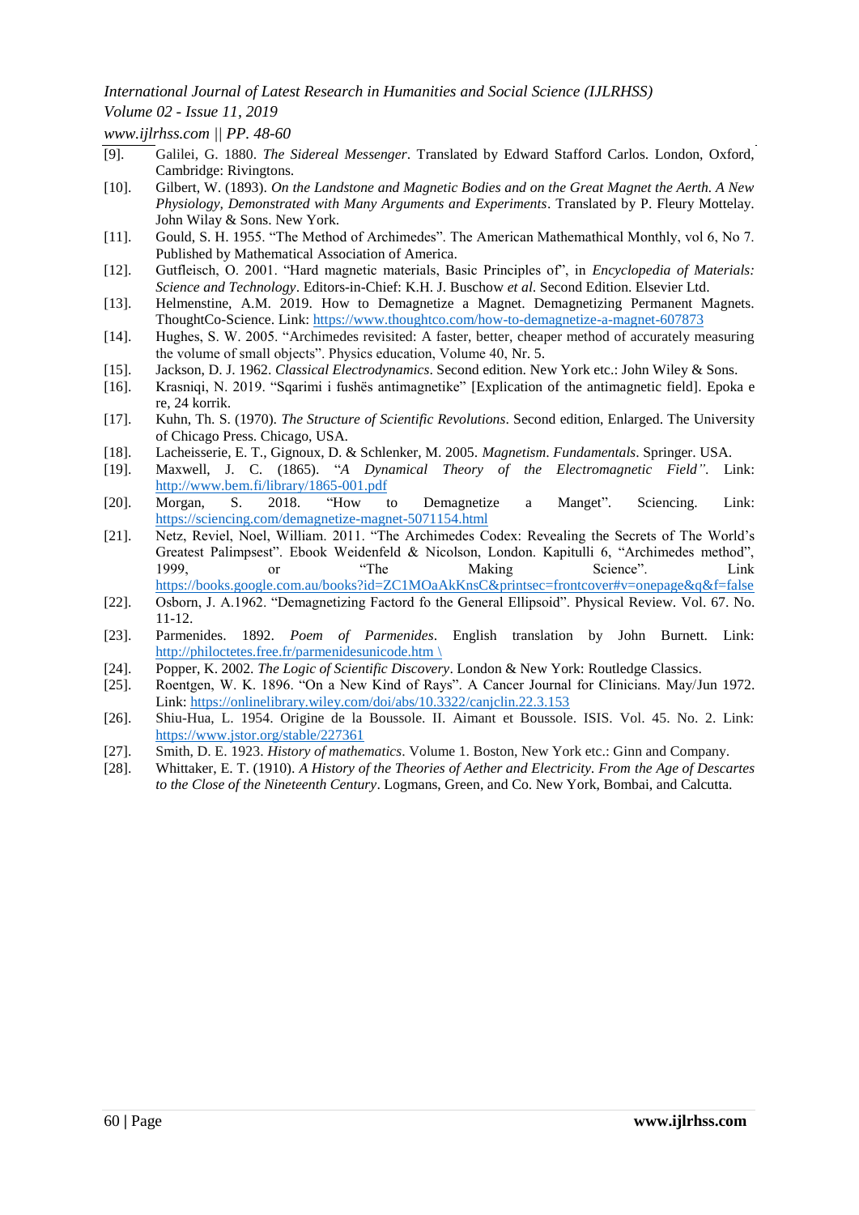[9]. Galilei, G. 1880. *The Sidereal Messenger*. Translated by Edward Stafford Carlos. London, Oxford, Cambridge: Rivingtons.

[10]. Gilbert, W. (1893). *On the Landstone and Magnetic Bodies and on the Great Magnet the Aerth. A New Physiology, Demonstrated with Many Arguments and Experiments*. Translated by P. Fleury Mottelay. John Wilay & Sons. New York.

[11]. Gould, S. H. 1955. "The Method of Archimedes". The American Mathemathical Monthly, vol 6, No 7. Published by Mathematical Association of America.

[12]. Gutfleisch, O. 2001. "Hard magnetic materials, Basic Principles of", in *Encyclopedia of Materials: Science and Technology*. Editors-in-Chief: K.H. J. Buschow *et al.* Second Edition. Elsevier Ltd.

[13]. Helmenstine, A.M. 2019. How to Demagnetize a Magnet. Demagnetizing Permanent Magnets. ThoughtCo-Science. Link: https://www.thoughtco.com/how-to-demagnetize-a-magnet-607873

[14]. Hughes, S. W. 2005. "Archimedes revisited: A faster, better, cheaper method of accurately measuring the volume of small objects". Physics education, Volume 40, Nr. 5.

[15]. Jackson, D. J. 1962. *Classical Electrodynamics*. Second edition. New York etc.: John Wiley & Sons.

[16]. Krasniqi, N. 2019. "Sqarimi i fushës antimagnetike" [Explication of the antimagnetic field]. Epoka e re, 24 korrik.

[17]. Kuhn, Th. S. (1970). *The Structure of Scientific Revolutions*. Second edition, Enlarged. The University of Chicago Press. Chicago, USA.

[18]. Lacheisserie, E. T., Gignoux, D. & Schlenker, M. 2005. *Magnetism. Fundamentals*. Springer. USA.

[19]. Maxwell, J. C. (1865). "*A Dynamical Theory of the Electromagnetic Field"*. Link: http://www.bem.fi/library/1865-001.pdf

[20]. Morgan, S. 2018. "How to Demagnetize a Manget". Sciencing. Link: https://sciencing.com/demagnetize-magnet-5071154.html

[21]. Netz, Reviel, Noel, William. 2011. "The Archimedes Codex: Revealing the Secrets of The World's Greatest Palimpsest". Ebook Weidenfeld & Nicolson, London. Kapitulli 6, "Archimedes method", 1999, or "The Making Science". Link https://books.google.com.au/books?id=ZC1MOaAkKnsC&printsec=frontcover#v=onepage&q&f=false

[22]. Osborn, J. A.1962. "Demagnetizing Factord fo the General Ellipsoid". Physical Review. Vol. 67. No. 11-12.

[23]. Parmenides. 1892. *Poem of Parmenides*. English translation by John Burnett. Link: http://philoctetes.free.fr/parmenidesunicode.htm \

[24]. Popper, K. 2002. *The Logic of Scientific Discovery*. London & New York: Routledge Classics.

[25]. Roentgen, W. K. 1896. "On a New Kind of Rays". A Cancer Journal for Clinicians. May/Jun 1972. Link: https://onlinelibrary.wiley.com/doi/abs/10.3322/canjclin.22.3.153

[26]. Shiu-Hua, L. 1954. Origine de la Boussole. II. Aimant et Boussole. ISIS. Vol. 45. No. 2. Link: https://www.jstor.org/stable/227361

[27]. Smith, D. E. 1923. *History of mathematics*. Volume 1. Boston, New York etc.: Ginn and Company.

[28]. Whittaker, E. T. (1910). *A History of the Theories of Aether and Electricity. From the Age of Descartes to the Close of the Nineteenth Century*. Logmans, Green, and Co. New York, Bombai, and Calcutta.